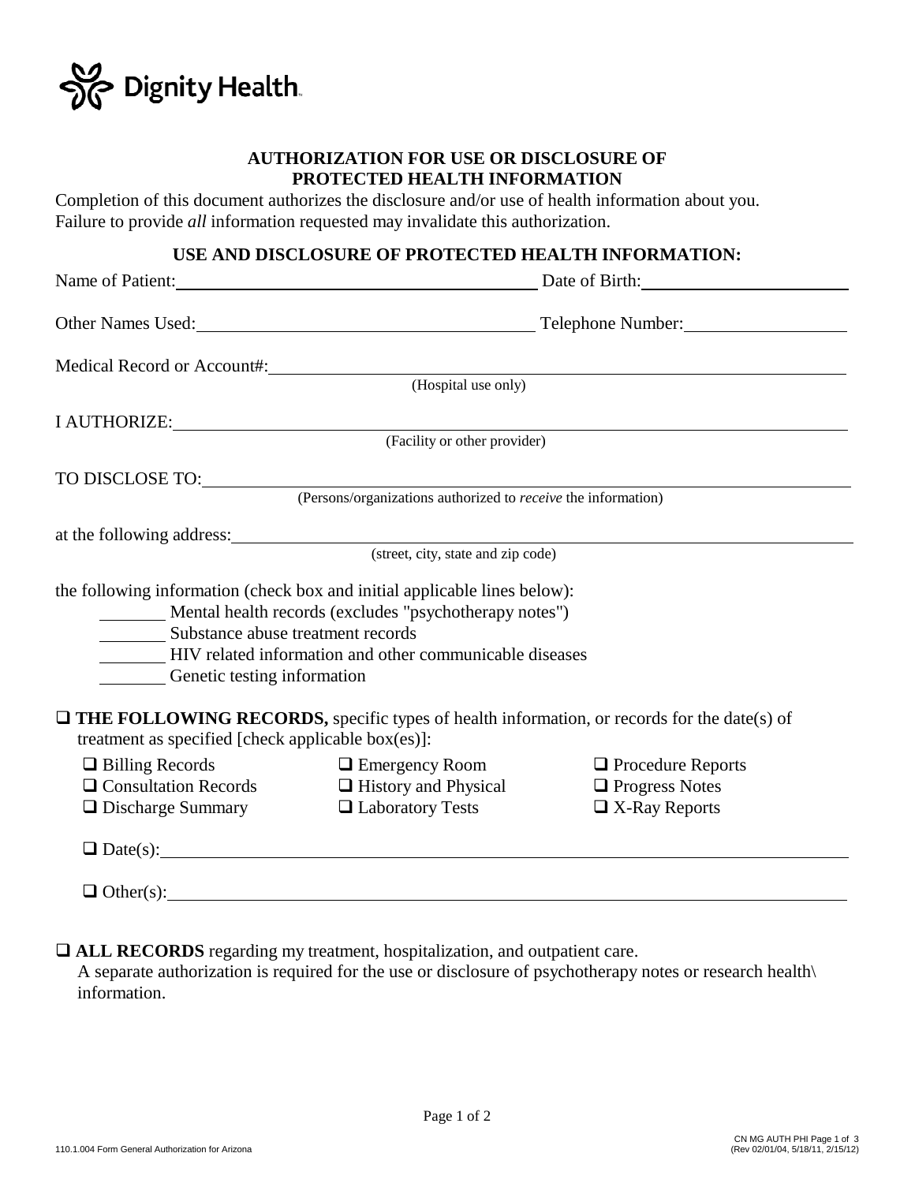Dignity Health.

## AUTHORIZATION FOR USE OR DISCLOSURE OF PROTECTED HEALTH INFORMATION

Completion of this document authorizes the disclosure and/or use of health information about you. Failure to provide *all* information requested may invalidate this authorization.

### USE AND DISCLOSURE OF PROTECTED HEALTH INFORMATION:

Name of Patient: ______________________________ Date of Birth: ____________________

Other Names Used: ______________________________ Telephone Number: ________________

Medical Record or Account#: ______________________________
(Hospital use only)

I AUTHORIZE: ______________________________
(Facility or other provider)

TO DISCLOSE TO: ______________________________
(Persons/organizations authorized to *receive* the information)

at the following address: ______________________________
(street, city, state and zip code)

the following information (check box and initial applicable lines below):

- ________ Mental health records (excludes "psychotherapy notes")
- ________ Substance abuse treatment records
- ________ HIV related information and other communicable diseases
- ________ Genetic testing information

❑ **THE FOLLOWING RECORDS,** specific types of health information, or records for the date(s) of treatment as specified [check applicable box(es)]:

| | | |
|---|---|---|
| ❑ Billing Records | ❑ Emergency Room | ❑ Procedure Reports |
| ❑ Consultation Records | ❑ History and Physical | ❑ Progress Notes |
| ❑ Discharge Summary | ❑ Laboratory Tests | ❑ X-Ray Reports |

❑ Date(s): ______________________________

❑ Other(s): ______________________________

❑ **ALL RECORDS** regarding my treatment, hospitalization, and outpatient care.
A separate authorization is required for the use or disclosure of psychotherapy notes or research health\ information.

110.1.004 Form General Authorization for Arizona

CN MG AUTH PHI Page 1 of 3
(Rev 02/01/04, 5/18/11, 2/15/12)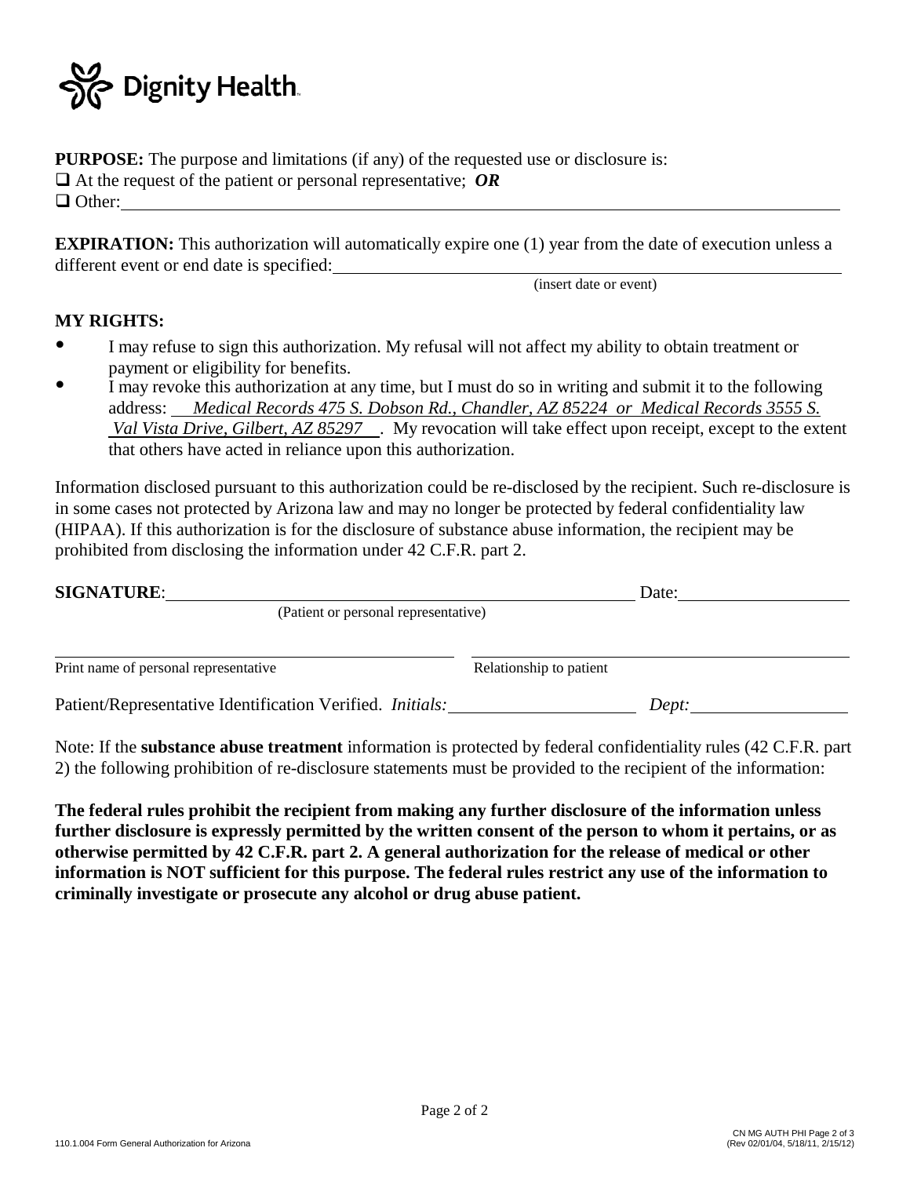Dignity Health.

**PURPOSE:** The purpose and limitations (if any) of the requested use or disclosure is:

❑ At the request of the patient or personal representative; ***OR***

❑ Other: ______________________________________________________________

**EXPIRATION:** This authorization will automatically expire one (1) year from the date of execution unless a different event or end date is specified: ______________________________________________

(insert date or event)

**MY RIGHTS:**

- I may refuse to sign this authorization. My refusal will not affect my ability to obtain treatment or payment or eligibility for benefits.
- I may revoke this authorization at any time, but I must do so in writing and submit it to the following address: *Medical Records 475 S. Dobson Rd., Chandler, AZ 85224 or Medical Records 3555 S. Val Vista Drive, Gilbert, AZ 85297*. My revocation will take effect upon receipt, except to the extent that others have acted in reliance upon this authorization.

Information disclosed pursuant to this authorization could be re-disclosed by the recipient. Such re-disclosure is in some cases not protected by Arizona law and may no longer be protected by federal confidentiality law (HIPAA). If this authorization is for the disclosure of substance abuse information, the recipient may be prohibited from disclosing the information under 42 C.F.R. part 2.

**SIGNATURE**: ______________________________________________ Date: __________________

(Patient or personal representative)

______________________________________________ ______________________________________________

Print name of personal representative                    Relationship to patient

Patient/Representative Identification Verified. *Initials:* ____________________ *Dept:* ____________________

Note: If the **substance abuse treatment** information is protected by federal confidentiality rules (42 C.F.R. part 2) the following prohibition of re-disclosure statements must be provided to the recipient of the information:

**The federal rules prohibit the recipient from making any further disclosure of the information unless further disclosure is expressly permitted by the written consent of the person to whom it pertains, or as otherwise permitted by 42 C.F.R. part 2. A general authorization for the release of medical or other information is NOT sufficient for this purpose. The federal rules restrict any use of the information to criminally investigate or prosecute any alcohol or drug abuse patient.**

110.1.004 Form General Authorization for Arizona

CN MG AUTH PHI Page 2 of 3
(Rev 02/01/04, 5/18/11, 2/15/12)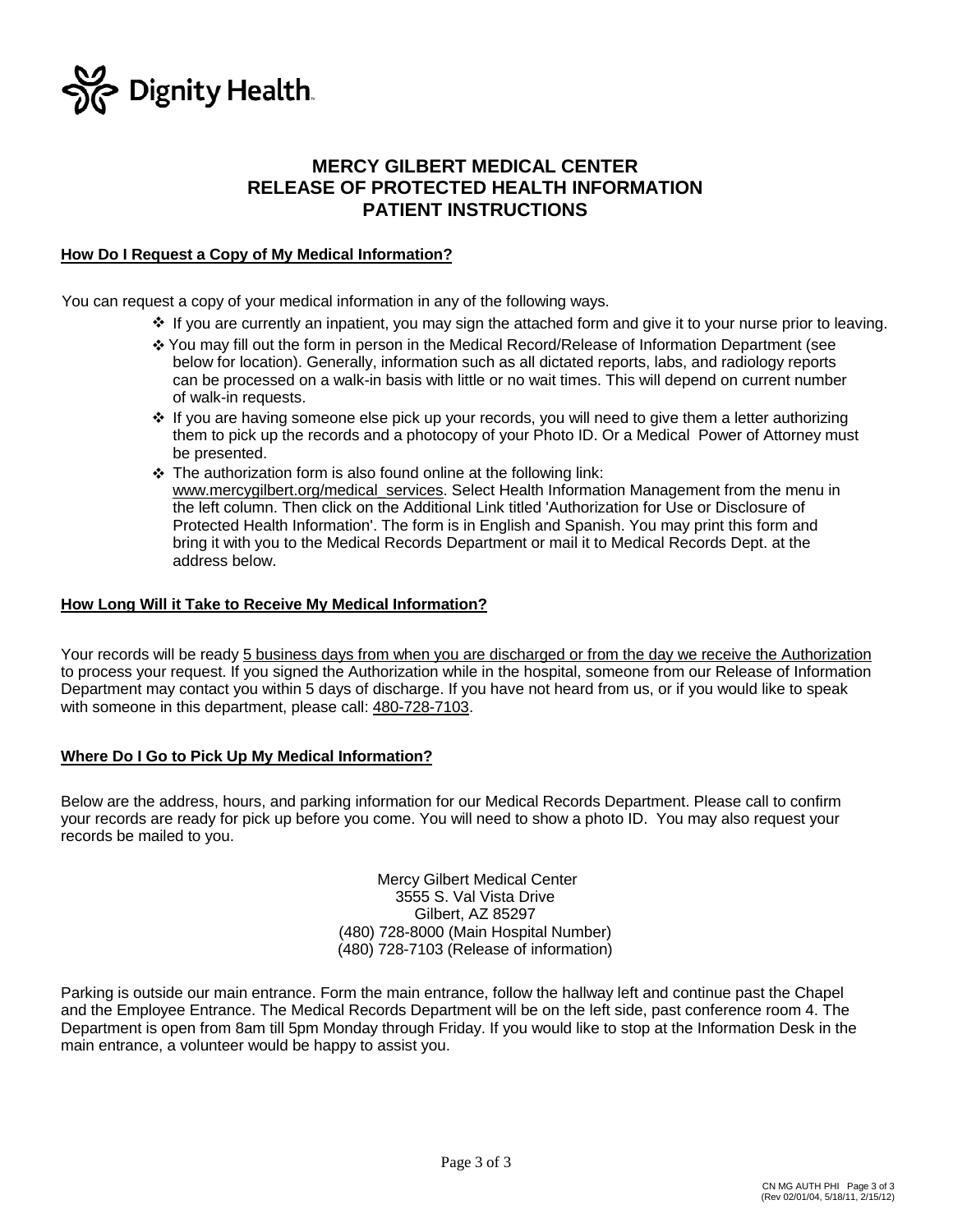Dignity Health.

# MERCY GILBERT MEDICAL CENTER
# RELEASE OF PROTECTED HEALTH INFORMATION
# PATIENT INSTRUCTIONS

## How Do I Request a Copy of My Medical Information?

You can request a copy of your medical information in any of the following ways.

- If you are currently an inpatient, you may sign the attached form and give it to your nurse prior to leaving.
- You may fill out the form in person in the Medical Record/Release of Information Department (see below for location). Generally, information such as all dictated reports, labs, and radiology reports can be processed on a walk-in basis with little or no wait times. This will depend on current number of walk-in requests.
- If you are having someone else pick up your records, you will need to give them a letter authorizing them to pick up the records and a photocopy of your Photo ID. Or a Medical Power of Attorney must be presented.
- The authorization form is also found online at the following link: www.mercygilbert.org/medical_services. Select Health Information Management from the menu in the left column. Then click on the Additional Link titled 'Authorization for Use or Disclosure of Protected Health Information'. The form is in English and Spanish. You may print this form and bring it with you to the Medical Records Department or mail it to Medical Records Dept. at the address below.

## How Long Will it Take to Receive My Medical Information?

Your records will be ready 5 business days from when you are discharged or from the day we receive the Authorization to process your request. If you signed the Authorization while in the hospital, someone from our Release of Information Department may contact you within 5 days of discharge. If you have not heard from us, or if you would like to speak with someone in this department, please call: 480-728-7103.

## Where Do I Go to Pick Up My Medical Information?

Below are the address, hours, and parking information for our Medical Records Department. Please call to confirm your records are ready for pick up before you come. You will need to show a photo ID. You may also request your records be mailed to you.

Mercy Gilbert Medical Center
3555 S. Val Vista Drive
Gilbert, AZ 85297
(480) 728-8000 (Main Hospital Number)
(480) 728-7103 (Release of information)

Parking is outside our main entrance. Form the main entrance, follow the hallway left and continue past the Chapel and the Employee Entrance. The Medical Records Department will be on the left side, past conference room 4. The Department is open from 8am till 5pm Monday through Friday. If you would like to stop at the Information Desk in the main entrance, a volunteer would be happy to assist you.

CN MG AUTH PHI Page 3 of 3
(Rev 02/01/04, 5/18/11, 2/15/12)